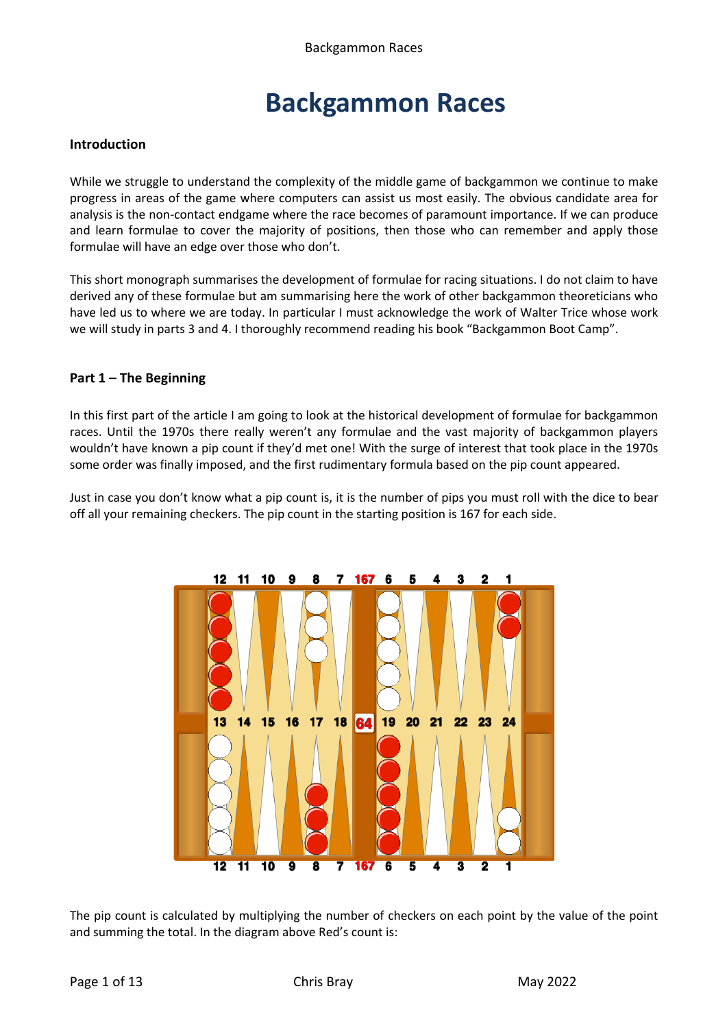# Backgammon Races

**Introduction**

While we struggle to understand the complexity of the middle game of backgammon we continue to make progress in areas of the game where computers can assist us most easily. The obvious candidate area for analysis is the non-contact endgame where the race becomes of paramount importance. If we can produce and learn formulae to cover the majority of positions, then those who can remember and apply those formulae will have an edge over those who don't.

This short monograph summarises the development of formulae for racing situations. I do not claim to have derived any of these formulae but am summarising here the work of other backgammon theoreticians who have led us to where we are today. In particular I must acknowledge the work of Walter Trice whose work we will study in parts 3 and 4. I thoroughly recommend reading his book "Backgammon Boot Camp".

**Part 1 – The Beginning**

In this first part of the article I am going to look at the historical development of formulae for backgammon races. Until the 1970s there really weren't any formulae and the vast majority of backgammon players wouldn't have known a pip count if they'd met one! With the surge of interest that took place in the 1970s some order was finally imposed, and the first rudimentary formula based on the pip count appeared.

Just in case you don't know what a pip count is, it is the number of pips you must roll with the dice to bear off all your remaining checkers. The pip count in the starting position is 167 for each side.

The pip count is calculated by multiplying the number of checkers on each point by the value of the point and summing the total. In the diagram above Red's count is: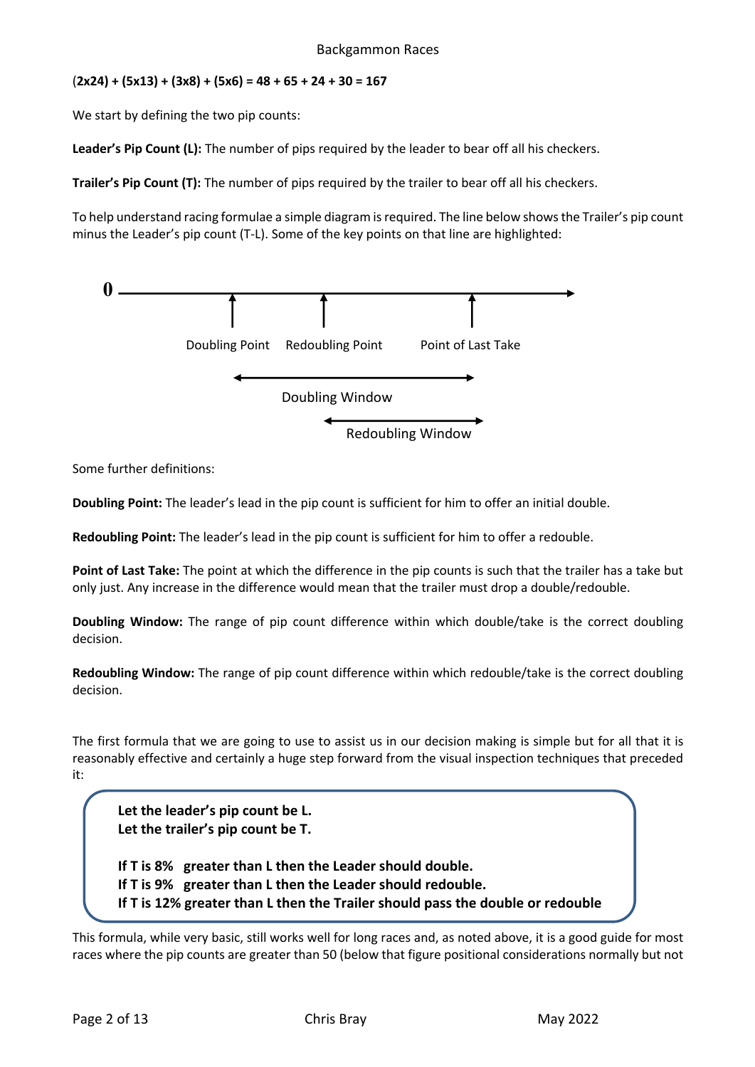**(2x24) + (5x13) + (3x8) + (5x6) = 48 + 65 + 24 + 30 = 167**

We start by defining the two pip counts:

**Leader's Pip Count (L):** The number of pips required by the leader to bear off all his checkers.

**Trailer's Pip Count (T):** The number of pips required by the trailer to bear off all his checkers.

To help understand racing formulae a simple diagram is required. The line below shows the Trailer's pip count minus the Leader's pip count (T-L). Some of the key points on that line are highlighted:

0 ——— Doubling Point ——— Redoubling Point ——— Point of Last Take ———>

Doubling Window

Redoubling Window

Some further definitions:

**Doubling Point:** The leader's lead in the pip count is sufficient for him to offer an initial double.

**Redoubling Point:** The leader's lead in the pip count is sufficient for him to offer a redouble.

**Point of Last Take:** The point at which the difference in the pip counts is such that the trailer has a take but only just. Any increase in the difference would mean that the trailer must drop a double/redouble.

**Doubling Window:** The range of pip count difference within which double/take is the correct doubling decision.

**Redoubling Window:** The range of pip count difference within which redouble/take is the correct doubling decision.

The first formula that we are going to use to assist us in our decision making is simple but for all that it is reasonably effective and certainly a huge step forward from the visual inspection techniques that preceded it:

> **Let the leader's pip count be L.**
> **Let the trailer's pip count be T.**
>
> **If T is 8% greater than L then the Leader should double.**
> **If T is 9% greater than L then the Leader should redouble.**
> **If T is 12% greater than L then the Trailer should pass the double or redouble**

This formula, while very basic, still works well for long races and, as noted above, it is a good guide for most races where the pip counts are greater than 50 (below that figure positional considerations normally but not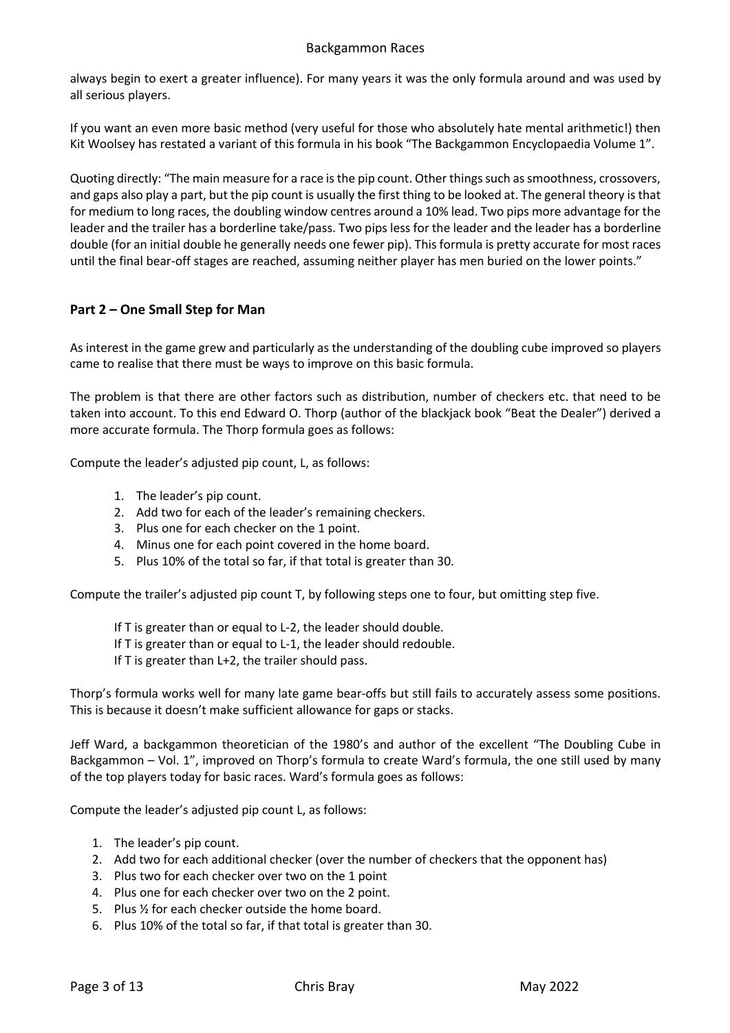always begin to exert a greater influence). For many years it was the only formula around and was used by all serious players.

If you want an even more basic method (very useful for those who absolutely hate mental arithmetic!) then Kit Woolsey has restated a variant of this formula in his book "The Backgammon Encyclopaedia Volume 1".

Quoting directly: "The main measure for a race is the pip count. Other things such as smoothness, crossovers, and gaps also play a part, but the pip count is usually the first thing to be looked at. The general theory is that for medium to long races, the doubling window centres around a 10% lead. Two pips more advantage for the leader and the trailer has a borderline take/pass. Two pips less for the leader and the leader has a borderline double (for an initial double he generally needs one fewer pip). This formula is pretty accurate for most races until the final bear-off stages are reached, assuming neither player has men buried on the lower points."

## Part 2 – One Small Step for Man

As interest in the game grew and particularly as the understanding of the doubling cube improved so players came to realise that there must be ways to improve on this basic formula.

The problem is that there are other factors such as distribution, number of checkers etc. that need to be taken into account. To this end Edward O. Thorp (author of the blackjack book "Beat the Dealer") derived a more accurate formula. The Thorp formula goes as follows:

Compute the leader's adjusted pip count, L, as follows:

1. The leader's pip count.
2. Add two for each of the leader's remaining checkers.
3. Plus one for each checker on the 1 point.
4. Minus one for each point covered in the home board.
5. Plus 10% of the total so far, if that total is greater than 30.

Compute the trailer's adjusted pip count T, by following steps one to four, but omitting step five.

> If T is greater than or equal to L-2, the leader should double.
> If T is greater than or equal to L-1, the leader should redouble.
> If T is greater than L+2, the trailer should pass.

Thorp's formula works well for many late game bear-offs but still fails to accurately assess some positions. This is because it doesn't make sufficient allowance for gaps or stacks.

Jeff Ward, a backgammon theoretician of the 1980's and author of the excellent "The Doubling Cube in Backgammon – Vol. 1", improved on Thorp's formula to create Ward's formula, the one still used by many of the top players today for basic races. Ward's formula goes as follows:

Compute the leader's adjusted pip count L, as follows:

1. The leader's pip count.
2. Add two for each additional checker (over the number of checkers that the opponent has)
3. Plus two for each checker over two on the 1 point
4. Plus one for each checker over two on the 2 point.
5. Plus ½ for each checker outside the home board.
6. Plus 10% of the total so far, if that total is greater than 30.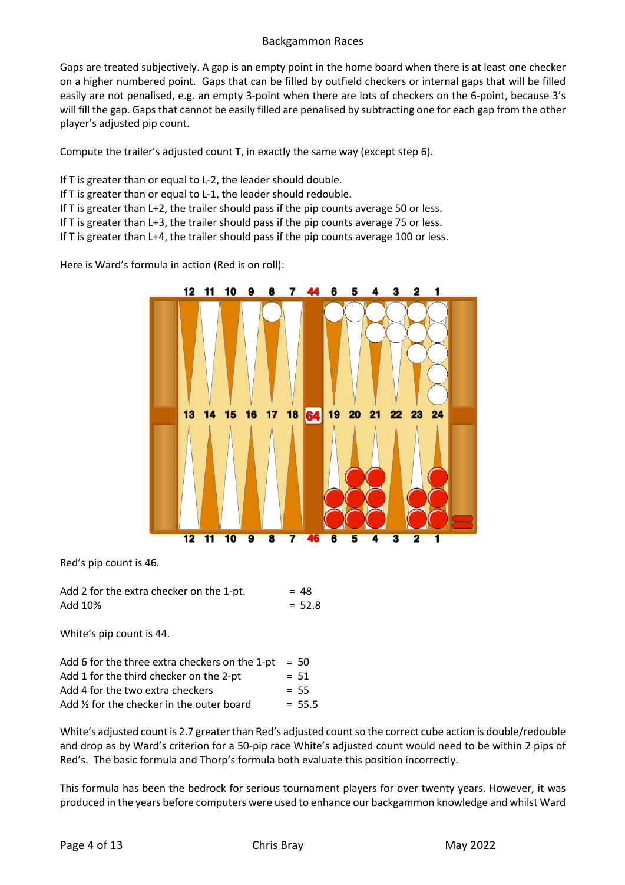Gaps are treated subjectively. A gap is an empty point in the home board when there is at least one checker on a higher numbered point. Gaps that can be filled by outfield checkers or internal gaps that will be filled easily are not penalised, e.g. an empty 3-point when there are lots of checkers on the 6-point, because 3's will fill the gap. Gaps that cannot be easily filled are penalised by subtracting one for each gap from the other player's adjusted pip count.

Compute the trailer's adjusted count T, in exactly the same way (except step 6).

If T is greater than or equal to L-2, the leader should double.
If T is greater than or equal to L-1, the leader should redouble.
If T is greater than L+2, the trailer should pass if the pip counts average 50 or less.
If T is greater than L+3, the trailer should pass if the pip counts average 75 or less.
If T is greater than L+4, the trailer should pass if the pip counts average 100 or less.

Here is Ward's formula in action (Red is on roll):

Red's pip count is 46.

| | |
|---|---|
| Add 2 for the extra checker on the 1-pt. | = 48 |
| Add 10% | = 52.8 |

White's pip count is 44.

| | |
|---|---|
| Add 6 for the three extra checkers on the 1-pt | = 50 |
| Add 1 for the third checker on the 2-pt | = 51 |
| Add 4 for the two extra checkers | = 55 |
| Add ½ for the checker in the outer board | = 55.5 |

White's adjusted count is 2.7 greater than Red's adjusted count so the correct cube action is double/redouble and drop as by Ward's criterion for a 50-pip race White's adjusted count would need to be within 2 pips of Red's. The basic formula and Thorp's formula both evaluate this position incorrectly.

This formula has been the bedrock for serious tournament players for over twenty years. However, it was produced in the years before computers were used to enhance our backgammon knowledge and whilst Ward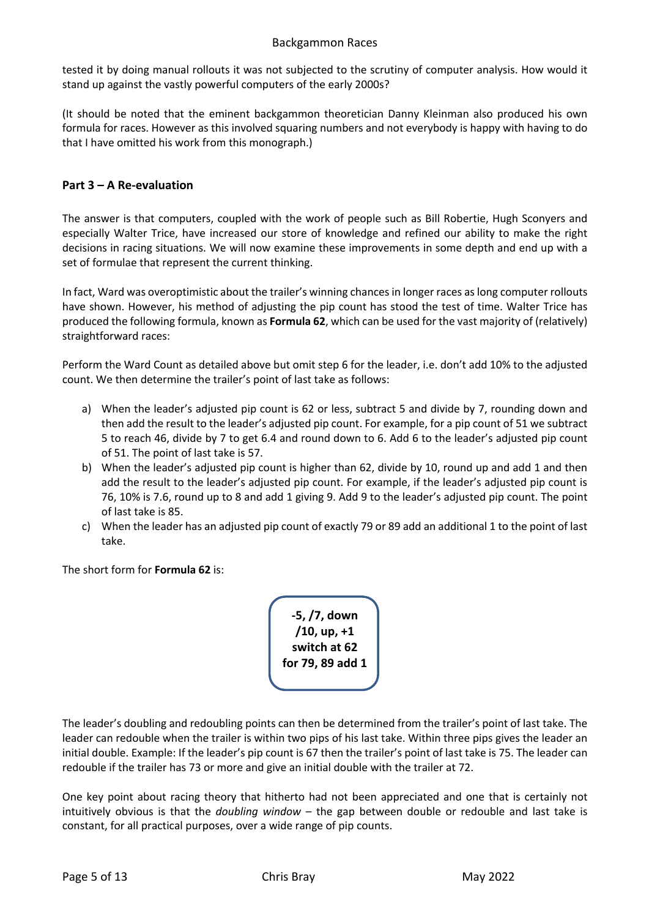tested it by doing manual rollouts it was not subjected to the scrutiny of computer analysis. How would it stand up against the vastly powerful computers of the early 2000s?

(It should be noted that the eminent backgammon theoretician Danny Kleinman also produced his own formula for races. However as this involved squaring numbers and not everybody is happy with having to do that I have omitted his work from this monograph.)

## Part 3 – A Re-evaluation

The answer is that computers, coupled with the work of people such as Bill Robertie, Hugh Sconyers and especially Walter Trice, have increased our store of knowledge and refined our ability to make the right decisions in racing situations. We will now examine these improvements in some depth and end up with a set of formulae that represent the current thinking.

In fact, Ward was overoptimistic about the trailer's winning chances in longer races as long computer rollouts have shown. However, his method of adjusting the pip count has stood the test of time. Walter Trice has produced the following formula, known as **Formula 62**, which can be used for the vast majority of (relatively) straightforward races:

Perform the Ward Count as detailed above but omit step 6 for the leader, i.e. don't add 10% to the adjusted count. We then determine the trailer's point of last take as follows:

a) When the leader's adjusted pip count is 62 or less, subtract 5 and divide by 7, rounding down and then add the result to the leader's adjusted pip count. For example, for a pip count of 51 we subtract 5 to reach 46, divide by 7 to get 6.4 and round down to 6. Add 6 to the leader's adjusted pip count of 51. The point of last take is 57.
b) When the leader's adjusted pip count is higher than 62, divide by 10, round up and add 1 and then add the result to the leader's adjusted pip count. For example, if the leader's adjusted pip count is 76, 10% is 7.6, round up to 8 and add 1 giving 9. Add 9 to the leader's adjusted pip count. The point of last take is 85.
c) When the leader has an adjusted pip count of exactly 79 or 89 add an additional 1 to the point of last take.

The short form for **Formula 62** is:

**-5, /7, down**
**/10, up, +1**
**switch at 62**
**for 79, 89 add 1**

The leader's doubling and redoubling points can then be determined from the trailer's point of last take. The leader can redouble when the trailer is within two pips of his last take. Within three pips gives the leader an initial double. Example: If the leader's pip count is 67 then the trailer's point of last take is 75. The leader can redouble if the trailer has 73 or more and give an initial double with the trailer at 72.

One key point about racing theory that hitherto had not been appreciated and one that is certainly not intuitively obvious is that the *doubling window* – the gap between double or redouble and last take is constant, for all practical purposes, over a wide range of pip counts.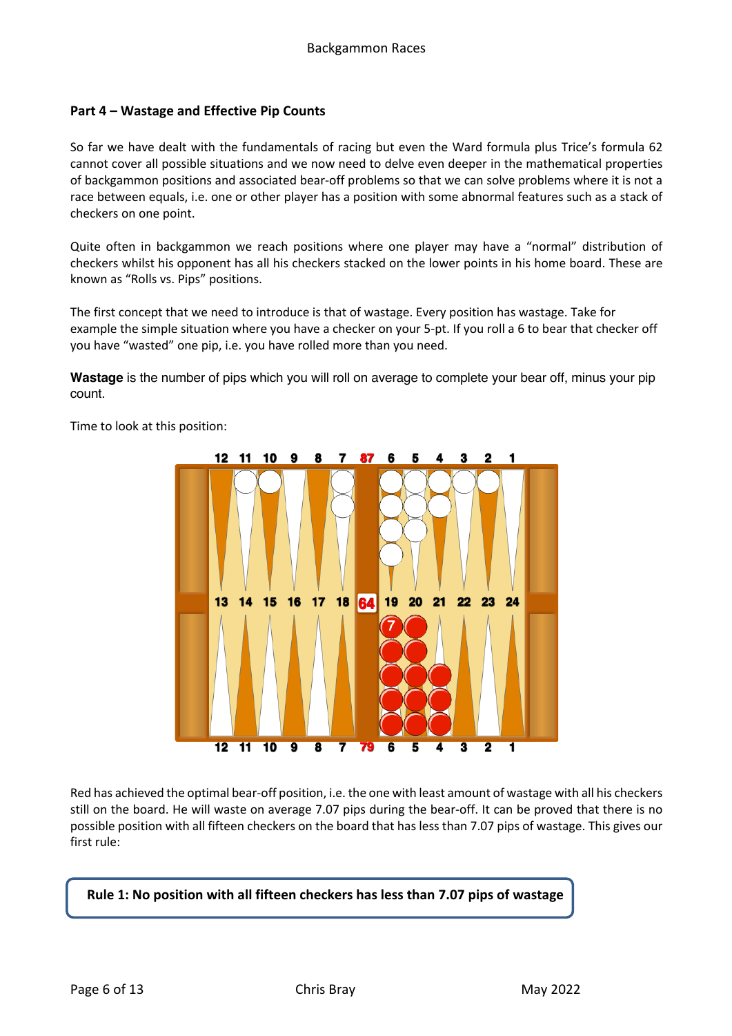## Part 4 – Wastage and Effective Pip Counts

So far we have dealt with the fundamentals of racing but even the Ward formula plus Trice's formula 62 cannot cover all possible situations and we now need to delve even deeper in the mathematical properties of backgammon positions and associated bear-off problems so that we can solve problems where it is not a race between equals, i.e. one or other player has a position with some abnormal features such as a stack of checkers on one point.

Quite often in backgammon we reach positions where one player may have a "normal" distribution of checkers whilst his opponent has all his checkers stacked on the lower points in his home board. These are known as "Rolls vs. Pips" positions.

The first concept that we need to introduce is that of wastage. Every position has wastage. Take for example the simple situation where you have a checker on your 5-pt. If you roll a 6 to bear that checker off you have "wasted" one pip, i.e. you have rolled more than you need.

**Wastage** is the number of pips which you will roll on average to complete your bear off, minus your pip count.

Time to look at this position:

Red has achieved the optimal bear-off position, i.e. the one with least amount of wastage with all his checkers still on the board. He will waste on average 7.07 pips during the bear-off. It can be proved that there is no possible position with all fifteen checkers on the board that has less than 7.07 pips of wastage. This gives our first rule:

**Rule 1: No position with all fifteen checkers has less than 7.07 pips of wastage**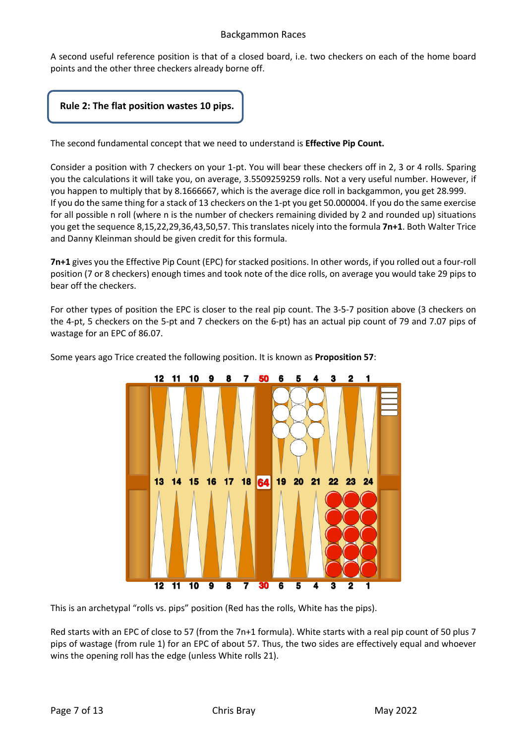A second useful reference position is that of a closed board, i.e. two checkers on each of the home board points and the other three checkers already borne off.

**Rule 2: The flat position wastes 10 pips.**

The second fundamental concept that we need to understand is **Effective Pip Count.**

Consider a position with 7 checkers on your 1-pt. You will bear these checkers off in 2, 3 or 4 rolls. Sparing you the calculations it will take you, on average, 3.5509259259 rolls. Not a very useful number. However, if you happen to multiply that by 8.1666667, which is the average dice roll in backgammon, you get 28.999. If you do the same thing for a stack of 13 checkers on the 1-pt you get 50.000004. If you do the same exercise for all possible n roll (where n is the number of checkers remaining divided by 2 and rounded up) situations you get the sequence 8,15,22,29,36,43,50,57. This translates nicely into the formula **7n+1**. Both Walter Trice and Danny Kleinman should be given credit for this formula.

**7n+1** gives you the Effective Pip Count (EPC) for stacked positions. In other words, if you rolled out a four-roll position (7 or 8 checkers) enough times and took note of the dice rolls, on average you would take 29 pips to bear off the checkers.

For other types of position the EPC is closer to the real pip count. The 3-5-7 position above (3 checkers on the 4-pt, 5 checkers on the 5-pt and 7 checkers on the 6-pt) has an actual pip count of 79 and 7.07 pips of wastage for an EPC of 86.07.

Some years ago Trice created the following position. It is known as **Proposition 57**:

This is an archetypal "rolls vs. pips" position (Red has the rolls, White has the pips).

Red starts with an EPC of close to 57 (from the 7n+1 formula). White starts with a real pip count of 50 plus 7 pips of wastage (from rule 1) for an EPC of about 57. Thus, the two sides are effectively equal and whoever wins the opening roll has the edge (unless White rolls 21).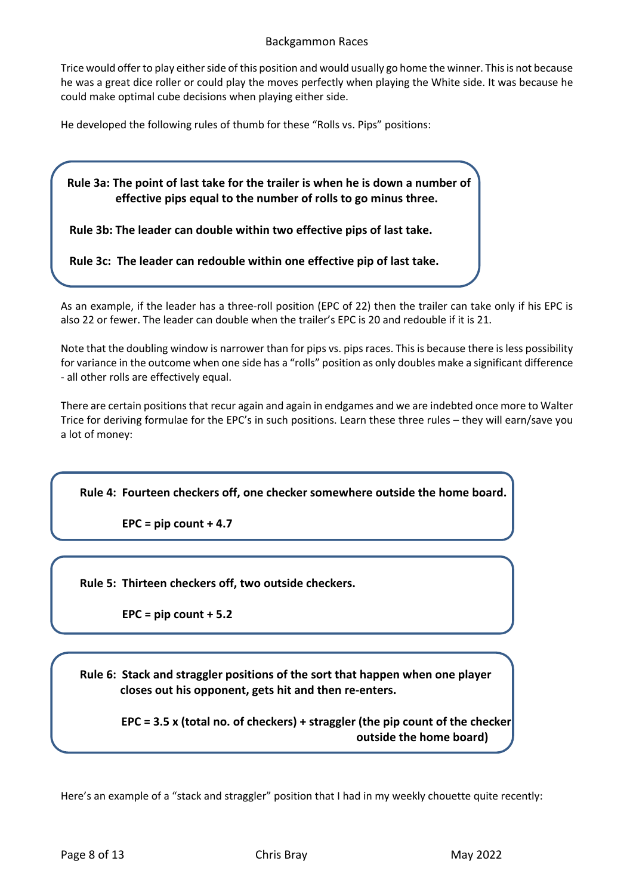Trice would offer to play either side of this position and would usually go home the winner. This is not because he was a great dice roller or could play the moves perfectly when playing the White side. It was because he could make optimal cube decisions when playing either side.

He developed the following rules of thumb for these "Rolls vs. Pips" positions:

> **Rule 3a: The point of last take for the trailer is when he is down a number of effective pips equal to the number of rolls to go minus three.**
>
> **Rule 3b: The leader can double within two effective pips of last take.**
>
> **Rule 3c: The leader can redouble within one effective pip of last take.**

As an example, if the leader has a three-roll position (EPC of 22) then the trailer can take only if his EPC is also 22 or fewer. The leader can double when the trailer's EPC is 20 and redouble if it is 21.

Note that the doubling window is narrower than for pips vs. pips races. This is because there is less possibility for variance in the outcome when one side has a "rolls" position as only doubles make a significant difference - all other rolls are effectively equal.

There are certain positions that recur again and again in endgames and we are indebted once more to Walter Trice for deriving formulae for the EPC's in such positions. Learn these three rules – they will earn/save you a lot of money:

> **Rule 4: Fourteen checkers off, one checker somewhere outside the home board.**
>
> **EPC = pip count + 4.7**

> **Rule 5: Thirteen checkers off, two outside checkers.**
>
> **EPC = pip count + 5.2**

> **Rule 6: Stack and straggler positions of the sort that happen when one player closes out his opponent, gets hit and then re-enters.**
>
> **EPC = 3.5 x (total no. of checkers) + straggler (the pip count of the checker outside the home board)**

Here's an example of a "stack and straggler" position that I had in my weekly chouette quite recently: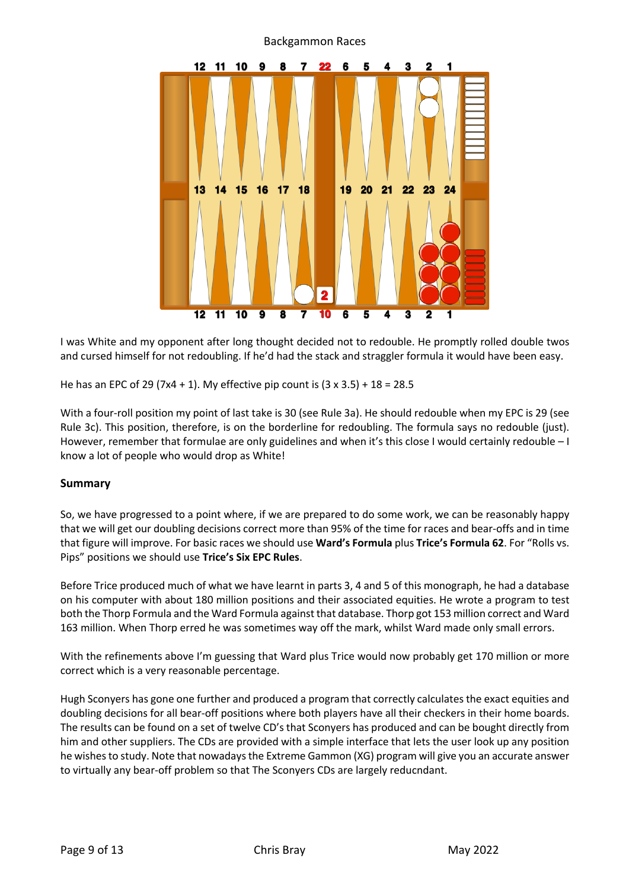I was White and my opponent after long thought decided not to redouble. He promptly rolled double twos and cursed himself for not redoubling. If he'd had the stack and straggler formula it would have been easy.

He has an EPC of 29 (7x4 + 1). My effective pip count is (3 x 3.5) + 18 = 28.5

With a four-roll position my point of last take is 30 (see Rule 3a). He should redouble when my EPC is 29 (see Rule 3c). This position, therefore, is on the borderline for redoubling. The formula says no redouble (just). However, remember that formulae are only guidelines and when it's this close I would certainly redouble – I know a lot of people who would drop as White!

## Summary

So, we have progressed to a point where, if we are prepared to do some work, we can be reasonably happy that we will get our doubling decisions correct more than 95% of the time for races and bear-offs and in time that figure will improve. For basic races we should use **Ward's Formula** plus **Trice's Formula 62**. For "Rolls vs. Pips" positions we should use **Trice's Six EPC Rules**.

Before Trice produced much of what we have learnt in parts 3, 4 and 5 of this monograph, he had a database on his computer with about 180 million positions and their associated equities. He wrote a program to test both the Thorp Formula and the Ward Formula against that database. Thorp got 153 million correct and Ward 163 million. When Thorp erred he was sometimes way off the mark, whilst Ward made only small errors.

With the refinements above I'm guessing that Ward plus Trice would now probably get 170 million or more correct which is a very reasonable percentage.

Hugh Sconyers has gone one further and produced a program that correctly calculates the exact equities and doubling decisions for all bear-off positions where both players have all their checkers in their home boards. The results can be found on a set of twelve CD's that Sconyers has produced and can be bought directly from him and other suppliers. The CDs are provided with a simple interface that lets the user look up any position he wishes to study. Note that nowadays the Extreme Gammon (XG) program will give you an accurate answer to virtually any bear-off problem so that The Sconyers CDs are largely reducndant.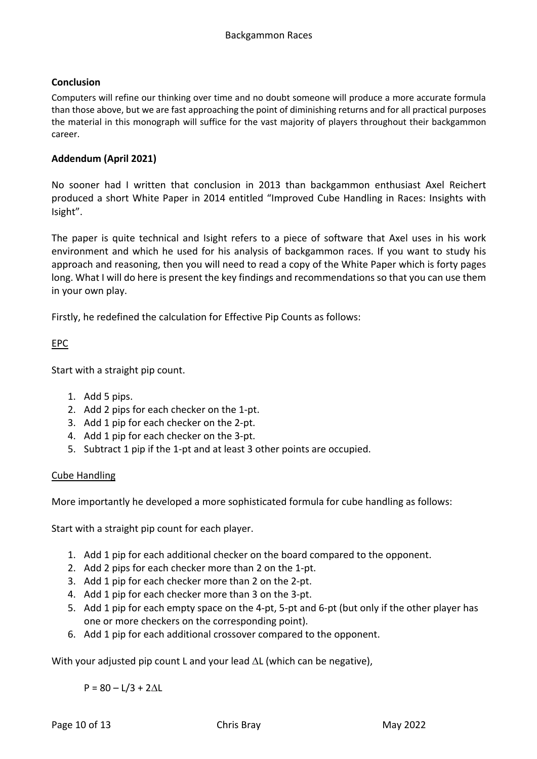**Conclusion**

Computers will refine our thinking over time and no doubt someone will produce a more accurate formula than those above, but we are fast approaching the point of diminishing returns and for all practical purposes the material in this monograph will suffice for the vast majority of players throughout their backgammon career.

**Addendum (April 2021)**

No sooner had I written that conclusion in 2013 than backgammon enthusiast Axel Reichert produced a short White Paper in 2014 entitled "Improved Cube Handling in Races: Insights with Isight".

The paper is quite technical and Isight refers to a piece of software that Axel uses in his work environment and which he used for his analysis of backgammon races. If you want to study his approach and reasoning, then you will need to read a copy of the White Paper which is forty pages long. What I will do here is present the key findings and recommendations so that you can use them in your own play.

Firstly, he redefined the calculation for Effective Pip Counts as follows:

<u>EPC</u>

Start with a straight pip count.

1. Add 5 pips.
2. Add 2 pips for each checker on the 1-pt.
3. Add 1 pip for each checker on the 2-pt.
4. Add 1 pip for each checker on the 3-pt.
5. Subtract 1 pip if the 1-pt and at least 3 other points are occupied.

<u>Cube Handling</u>

More importantly he developed a more sophisticated formula for cube handling as follows:

Start with a straight pip count for each player.

1. Add 1 pip for each additional checker on the board compared to the opponent.
2. Add 2 pips for each checker more than 2 on the 1-pt.
3. Add 1 pip for each checker more than 2 on the 2-pt.
4. Add 1 pip for each checker more than 3 on the 3-pt.
5. Add 1 pip for each empty space on the 4-pt, 5-pt and 6-pt (but only if the other player has one or more checkers on the corresponding point).
6. Add 1 pip for each additional crossover compared to the opponent.

With your adjusted pip count L and your lead $\Delta L$ (which can be negative),

$$P = 80 - L/3 + 2\Delta L$$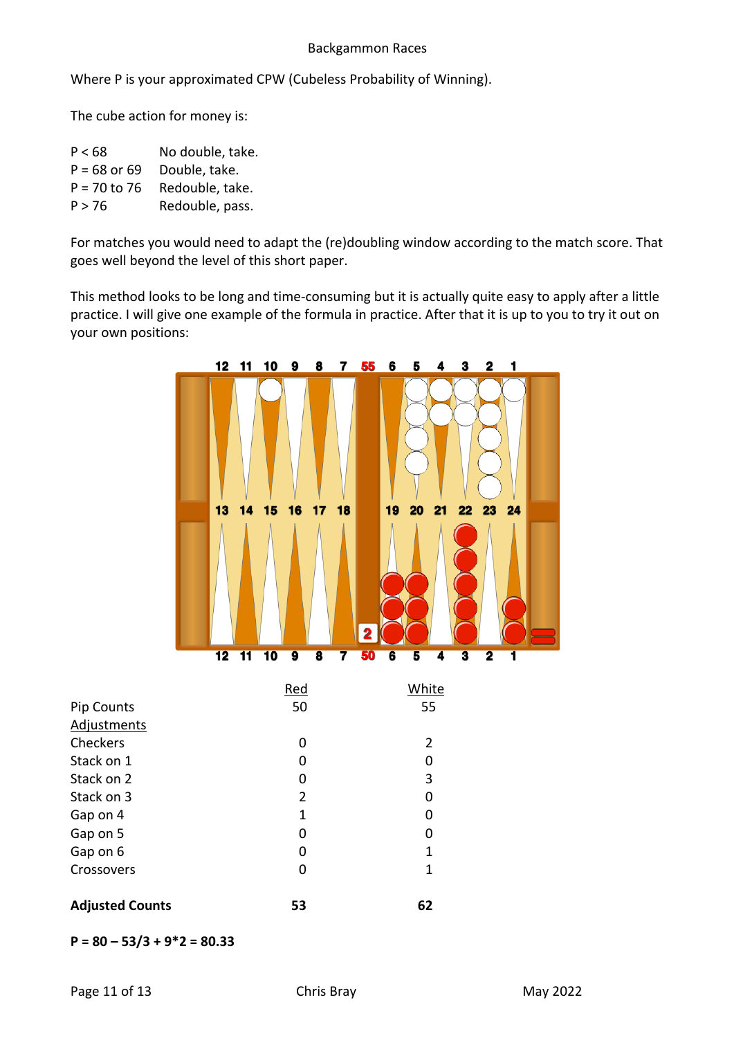Where P is your approximated CPW (Cubeless Probability of Winning).

The cube action for money is:

| | |
|---|---|
| P < 68 | No double, take. |
| P = 68 or 69 | Double, take. |
| P = 70 to 76 | Redouble, take. |
| P > 76 | Redouble, pass. |

For matches you would need to adapt the (re)doubling window according to the match score. That goes well beyond the level of this short paper.

This method looks to be long and time-consuming but it is actually quite easy to apply after a little practice. I will give one example of the formula in practice. After that it is up to you to try it out on your own positions:

| | Red | White |
|---|---|---|
| Pip Counts | 50 | 55 |
| Adjustments | | |
| Checkers | 0 | 2 |
| Stack on 1 | 0 | 0 |
| Stack on 2 | 0 | 3 |
| Stack on 3 | 2 | 0 |
| Gap on 4 | 1 | 0 |
| Gap on 5 | 0 | 0 |
| Gap on 6 | 0 | 1 |
| Crossovers | 0 | 1 |
| **Adjusted Counts** | **53** | **62** |

**$P = 80 - 53/3 + 9*2 = 80.33$**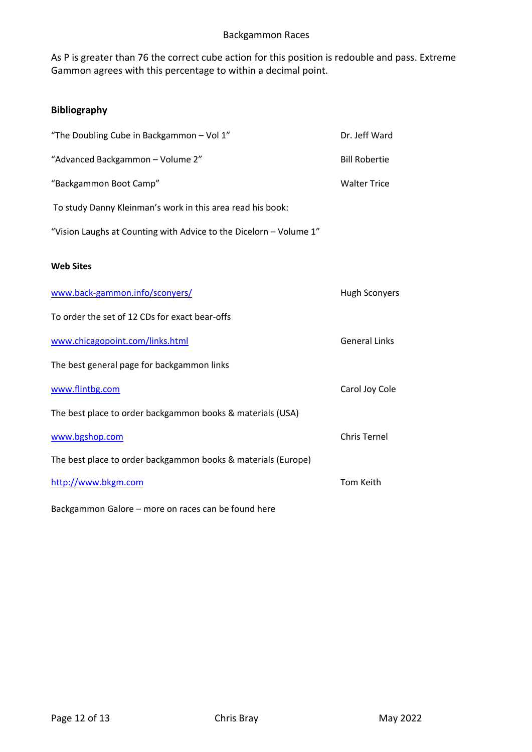As P is greater than 76 the correct cube action for this position is redouble and pass. Extreme Gammon agrees with this percentage to within a decimal point.

**Bibliography**

| | |
|---|---|
| "The Doubling Cube in Backgammon – Vol 1" | Dr. Jeff Ward |
| "Advanced Backgammon – Volume 2" | Bill Robertie |
| "Backgammon Boot Camp" | Walter Trice |

To study Danny Kleinman's work in this area read his book:

"Vision Laughs at Counting with Advice to the Dicelorn – Volume 1"

**Web Sites**

| | |
|---|---|
| www.back-gammon.info/sconyers/ | Hugh Sconyers |

To order the set of 12 CDs for exact bear-offs

| | |
|---|---|
| www.chicagopoint.com/links.html | General Links |

The best general page for backgammon links

| | |
|---|---|
| www.flintbg.com | Carol Joy Cole |

The best place to order backgammon books & materials (USA)

| | |
|---|---|
| www.bgshop.com | Chris Ternel |

The best place to order backgammon books & materials (Europe)

| | |
|---|---|
| http://www.bkgm.com | Tom Keith |

Backgammon Galore – more on races can be found here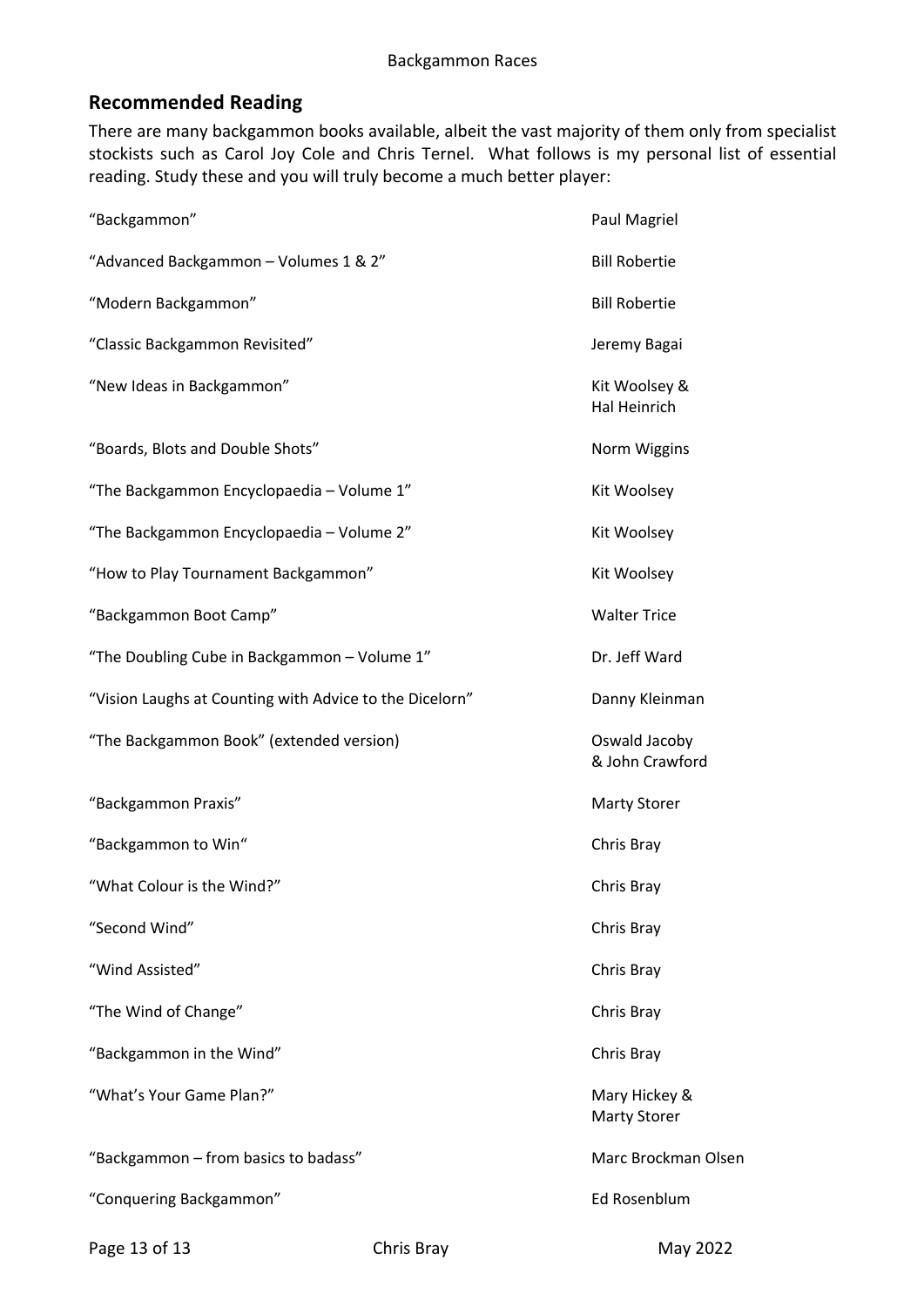## Recommended Reading

There are many backgammon books available, albeit the vast majority of them only from specialist stockists such as Carol Joy Cole and Chris Ternel. What follows is my personal list of essential reading. Study these and you will truly become a much better player:

| | |
|---|---|
| "Backgammon" | Paul Magriel |
| "Advanced Backgammon – Volumes 1 & 2" | Bill Robertie |
| "Modern Backgammon" | Bill Robertie |
| "Classic Backgammon Revisited" | Jeremy Bagai |
| "New Ideas in Backgammon" | Kit Woolsey & Hal Heinrich |
| "Boards, Blots and Double Shots" | Norm Wiggins |
| "The Backgammon Encyclopaedia – Volume 1" | Kit Woolsey |
| "The Backgammon Encyclopaedia – Volume 2" | Kit Woolsey |
| "How to Play Tournament Backgammon" | Kit Woolsey |
| "Backgammon Boot Camp" | Walter Trice |
| "The Doubling Cube in Backgammon – Volume 1" | Dr. Jeff Ward |
| "Vision Laughs at Counting with Advice to the Dicelorn" | Danny Kleinman |
| "The Backgammon Book" (extended version) | Oswald Jacoby & John Crawford |
| "Backgammon Praxis" | Marty Storer |
| "Backgammon to Win" | Chris Bray |
| "What Colour is the Wind?" | Chris Bray |
| "Second Wind" | Chris Bray |
| "Wind Assisted" | Chris Bray |
| "The Wind of Change" | Chris Bray |
| "Backgammon in the Wind" | Chris Bray |
| "What's Your Game Plan?" | Mary Hickey & Marty Storer |
| "Backgammon – from basics to badass" | Marc Brockman Olsen |
| "Conquering Backgammon" | Ed Rosenblum |